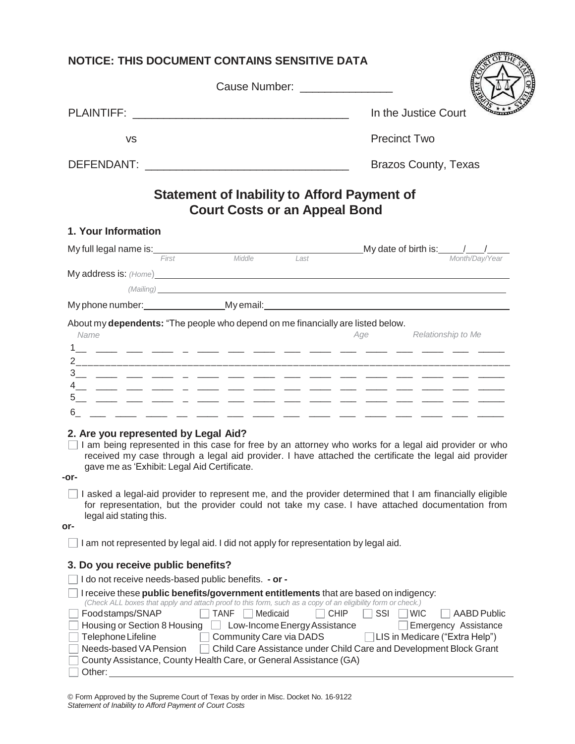**NOTICE: THIS DOCUMENT CONTAINS SENSITIVE DATA**

Cause Number: _______________

PLAINTIFF: ___________________________________ In the Justice Court

vs Precinct Two

DEFENDANT: _________________________________ Brazos County, Texas

# Statement of Inability to Afford Payment of Court Costs or an Appeal Bond

## 1. Your Information

My full legal name is: ___________________________________ My date of birth is: ____/____/____
*First Middle Last* *Month/Day/Year*

My address is: *(Home)* ___________________________________________

*(Mailing)* ___________________________________________

My phone number: ________________ My email: ___________________________________

About my **dependents:** "The people who depend on me financially are listed below.

| Name | Age | Relationship to Me |
|---|---|---|
| 1 | | |
| 2 | | |
| 3 | | |
| 4 | | |
| 5 | | |
| 6 | | |

### 2. Are you represented by Legal Aid?

☐ I am being represented in this case for free by an attorney who works for a legal aid provider or who received my case through a legal aid provider. I have attached the certificate the legal aid provider gave me as 'Exhibit: Legal Aid Certificate.

**-or-**

☐ I asked a legal-aid provider to represent me, and the provider determined that I am financially eligible for representation, but the provider could not take my case. I have attached documentation from legal aid stating this.

**or-**

☐ I am not represented by legal aid. I did not apply for representation by legal aid.

### 3. Do you receive public benefits?

☐ I do not receive needs-based public benefits. **- or -**

☐ I receive these **public benefits/government entitlements** that are based on indigency:
*(Check ALL boxes that apply and attach proof to this form, such as a copy of an eligibility form or check.)*

☐ Food stamps/SNAP ☐ TANF ☐ Medicaid ☐ CHIP ☐ SSI ☐ WIC ☐ AABD Public
☐ Housing or Section 8 Housing ☐ Low-Income Energy Assistance ☐ Emergency Assistance
☐ Telephone Lifeline ☐ Community Care via DADS ☐ LIS in Medicare ("Extra Help")
☐ Needs-based VA Pension ☐ Child Care Assistance under Child Care and Development Block Grant
☐ County Assistance, County Health Care, or General Assistance (GA)
☐ Other: ___________________________________________

© Form Approved by the Supreme Court of Texas by order in Misc. Docket No. 16-9122
*Statement of Inability to Afford Payment of Court Costs*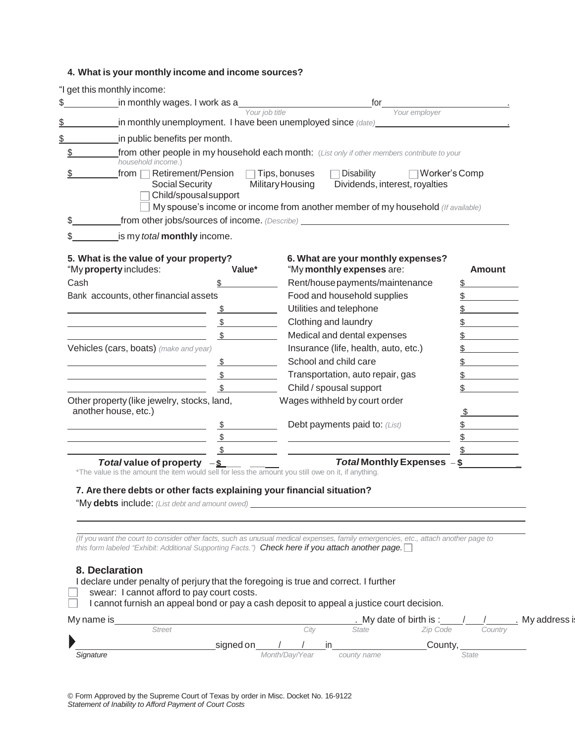### 4. What is your monthly income and income sources?

"I get this monthly income:

$\_\_\_\_\_\_\_\_\_\_ in monthly wages. I work as a \_\_\_\_\_\_\_\_\_\_\_\_\_\_\_\_\_\_\_\_ for \_\_\_\_\_\_\_\_\_\_\_\_\_\_\_\_\_\_\_\_.
*Your job title* *Your employer*

$\_\_\_\_\_\_\_\_\_\_ in monthly unemployment. I have been unemployed since *(date)* \_\_\_\_\_\_\_\_\_\_\_\_\_\_\_\_\_\_\_\_.

$\_\_\_\_\_\_\_\_\_\_ in public benefits per month.

$\_\_\_\_\_\_\_\_\_\_ from other people in my household each month: (*List only if other members contribute to your household income*.)

$\_\_\_\_\_\_\_\_\_\_ from ☐ Retirement/Pension Social Security ☐ Tips, bonuses Military Housing ☐ Disability Dividends, interest, royalties ☐ Worker's Comp
☐ Child/spousal support
☐ My spouse's income or income from another member of my household *(If available)*

$\_\_\_\_\_\_\_\_\_\_ from other jobs/sources of income. *(Describe)* \_\_\_\_\_\_\_\_\_\_\_\_\_\_\_\_\_\_\_\_

$\_\_\_\_\_\_\_\_\_\_ is my *total* **monthly** income.

| 5. What is the value of your property? "My **property** includes: | Value* | 6. What are your monthly expenses? "My **monthly expenses** are: | Amount |
|---|---|---|---|
| Cash | $ | Rent/house payments/maintenance | $ |
| Bank accounts, other financial assets | | Food and household supplies | $ |
| | $ | Utilities and telephone | $ |
| | $ | Clothing and laundry | $ |
| | $ | Medical and dental expenses | $ |
| Vehicles (cars, boats) *(make and year)* | | Insurance (life, health, auto, etc.) | $ |
| | $ | School and child care | $ |
| | $ | Transportation, auto repair, gas | $ |
| | $ | Child / spousal support | $ |
| Other property (like jewelry, stocks, land, another house, etc.) | | Wages withheld by court order | $ |
| | $ | Debt payments paid to: *(List)* | $ |
| | $ | | $ |
| | $ | | $ |
| ***Total* value of property** | – $ | ***Total* Monthly Expenses** | – $ |

*The value is the amount the item would sell for less the amount you still owe on it, if anything.

### 7. Are there debts or other facts explaining your financial situation?

"My **debts** include: *(List debt and amount owed)* \_\_\_\_\_\_\_\_\_\_\_\_\_\_\_\_\_\_\_\_

*(If you want the court to consider other facts, such as unusual medical expenses, family emergencies, etc., attach another page to this form labeled "Exhibit: Additional Supporting Facts.")* ***Check here if you attach another page.*** ☐

### 8. Declaration

I declare under penalty of perjury that the foregoing is true and correct. I further

☐ swear: I cannot afford to pay court costs.

☐ I cannot furnish an appeal bond or pay a cash deposit to appeal a justice court decision.

My name is \_\_\_\_\_\_\_\_\_\_\_\_\_\_\_\_\_\_\_\_. My date of birth is : \_\_\_/\_\_\_/\_\_\_\_. My address is
*Street* *City* *State* *Zip Code* *Country*

\_\_\_\_\_\_\_\_\_\_\_\_\_\_\_\_\_\_\_\_ signed on \_\_\_/\_\_\_/\_\_\_ in \_\_\_\_\_\_\_\_\_\_\_\_\_\_\_\_ County, \_\_\_\_\_\_\_\_\_\_
*Signature* *Month/Day/Year* *county name* *State*

© Form Approved by the Supreme Court of Texas by order in Misc. Docket No. 16-9122
*Statement of Inability to Afford Payment of Court Costs*